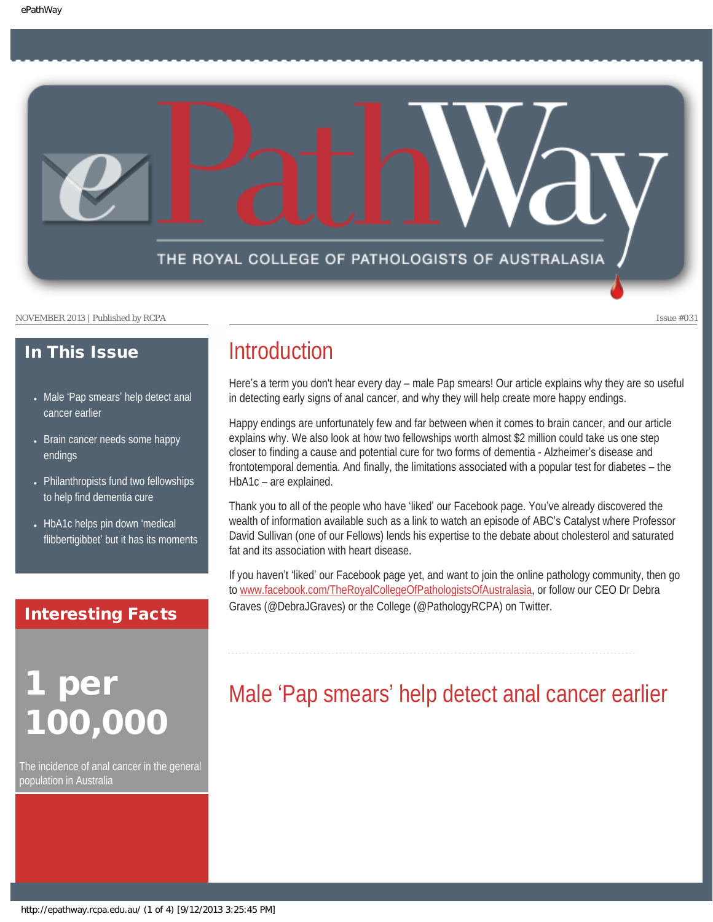# ePathWay

THE ROYAL COLLEGE OF PATHOLOGISTS OF AUSTRALASIA

NOVEMBER 2013 | Published by RCPA

Issue #031

## In This Issue

- Male 'Pap smears' help detect anal cancer earlier
- Brain cancer needs some happy endings
- Philanthropists fund two fellowships to help find dementia cure
- HbA1c helps pin down 'medical flibbertigibbet' but it has its moments

## Interesting Facts

**1 per 100,000**

The incidence of anal cancer in the general population in Australia

## Introduction

Here's a term you don't hear every day – male Pap smears! Our article explains why they are so useful in detecting early signs of anal cancer, and why they will help create more happy endings.

Happy endings are unfortunately few and far between when it comes to brain cancer, and our article explains why. We also look at how two fellowships worth almost $2 million could take us one step closer to finding a cause and potential cure for two forms of dementia - Alzheimer's disease and frontotemporal dementia. And finally, the limitations associated with a popular test for diabetes – the HbA1c – are explained.

Thank you to all of the people who have 'liked' our Facebook page. You've already discovered the wealth of information available such as a link to watch an episode of ABC's Catalyst where Professor David Sullivan (one of our Fellows) lends his expertise to the debate about cholesterol and saturated fat and its association with heart disease.

If you haven't 'liked' our Facebook page yet, and want to join the online pathology community, then go to www.facebook.com/TheRoyalCollegeOfPathologistsOfAustralasia, or follow our CEO Dr Debra Graves (@DebraJGraves) or the College (@PathologyRCPA) on Twitter.

## Male 'Pap smears' help detect anal cancer earlier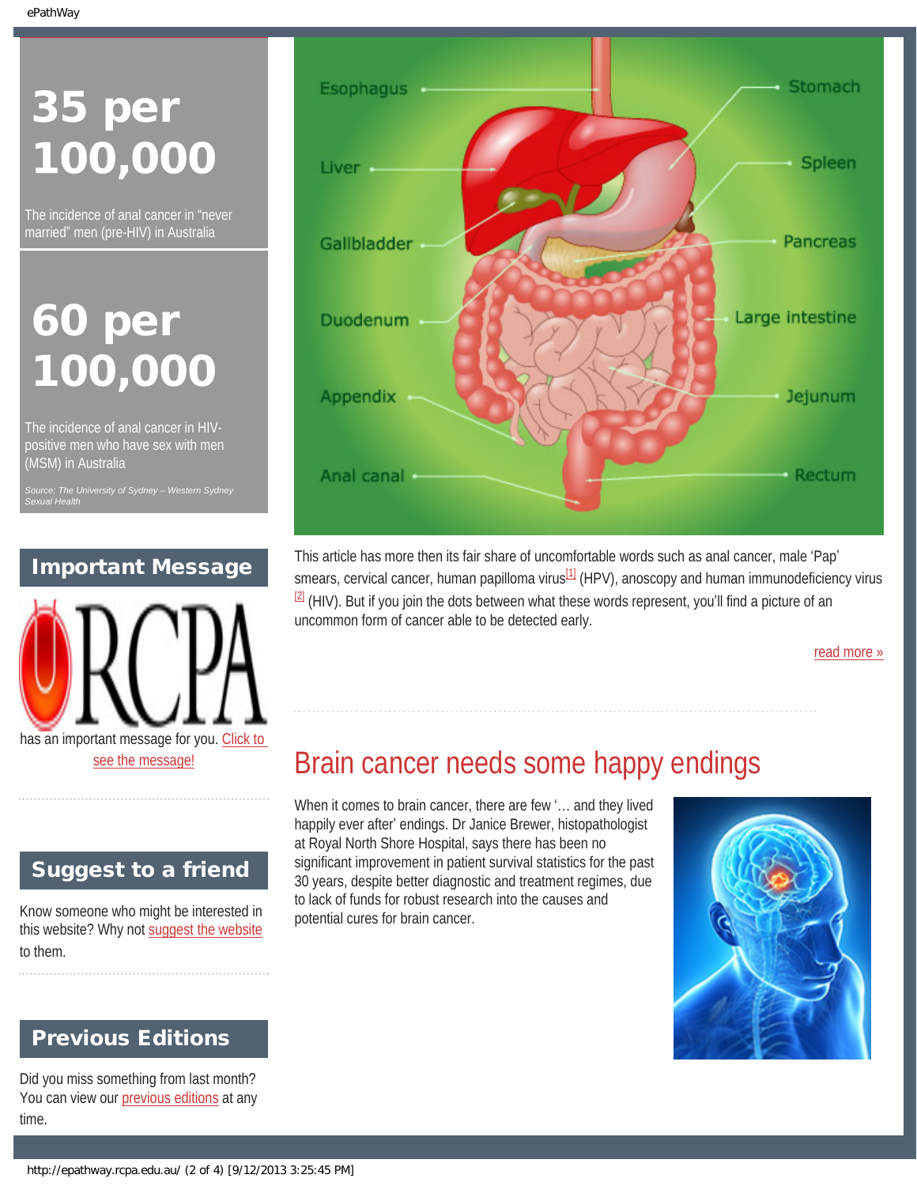# 35 per 100,000

The incidence of anal cancer in "never married" men (pre-HIV) in Australia

# 60 per 100,000

The incidence of anal cancer in HIV-positive men who have sex with men (MSM) in Australia

*Source: The University of Sydney – Western Sydney Sexual Health*

## Important Message

RCPA has an important message for you. Click to see the message!

## Suggest to a friend

Know someone who might be interested in this website? Why not suggest the website to them.

## Previous Editions

Did you miss something from last month? You can view our previous editions at any time.

Esophagus, Liver, Gallbladder, Duodenum, Appendix, Anal canal, Stomach, Spleen, Pancreas, Large intestine, Jejunum, Rectum

This article has more then its fair share of uncomfortable words such as anal cancer, male 'Pap' smears, cervical cancer, human papilloma virus[1] (HPV), anoscopy and human immunodeficiency virus [2] (HIV). But if you join the dots between what these words represent, you'll find a picture of an uncommon form of cancer able to be detected early.

read more »

## Brain cancer needs some happy endings

When it comes to brain cancer, there are few '… and they lived happily ever after' endings. Dr Janice Brewer, histopathologist at Royal North Shore Hospital, says there has been no significant improvement in patient survival statistics for the past 30 years, despite better diagnostic and treatment regimes, due to lack of funds for robust research into the causes and potential cures for brain cancer.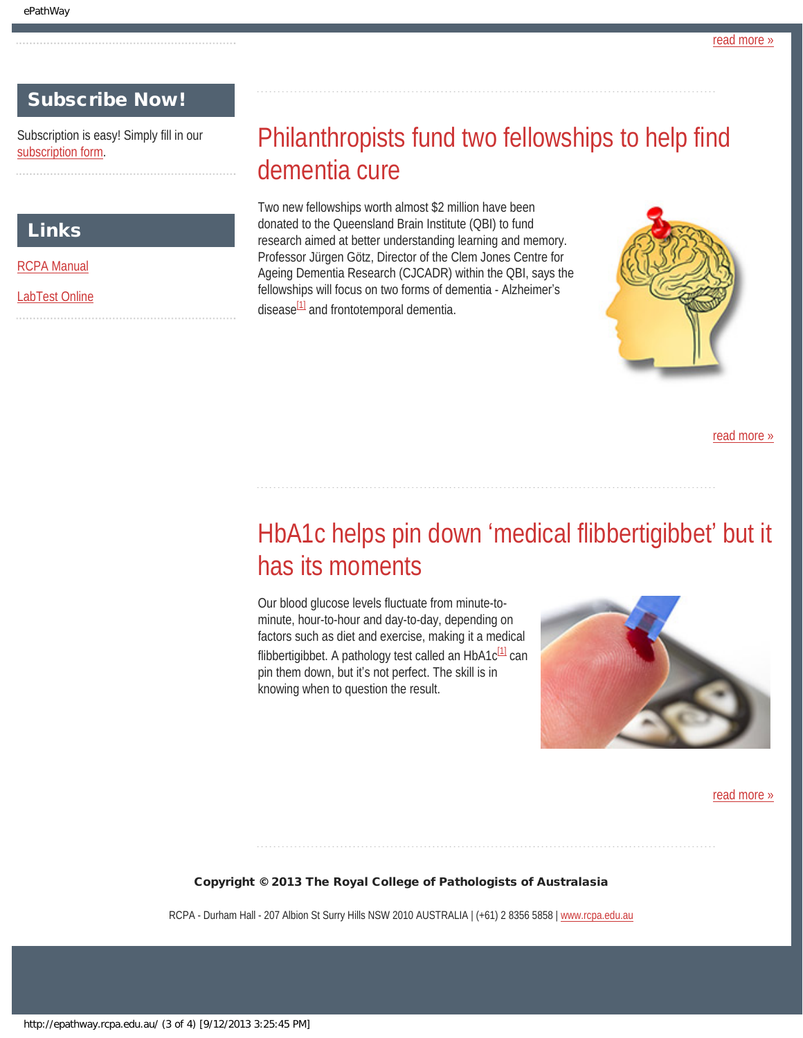read more »

## Subscribe Now!

Subscription is easy! Simply fill in our subscription form.

## Links

RCPA Manual

LabTest Online

# Philanthropists fund two fellowships to help find dementia cure

Two new fellowships worth almost $2 million have been donated to the Queensland Brain Institute (QBI) to fund research aimed at better understanding learning and memory. Professor Jürgen Götz, Director of the Clem Jones Centre for Ageing Dementia Research (CJCADR) within the QBI, says the fellowships will focus on two forms of dementia - Alzheimer's disease[1] and frontotemporal dementia.

read more »

# HbA1c helps pin down 'medical flibbertigibbet' but it has its moments

Our blood glucose levels fluctuate from minute-to-minute, hour-to-hour and day-to-day, depending on factors such as diet and exercise, making it a medical flibbertigibbet. A pathology test called an HbA1c[1] can pin them down, but it's not perfect. The skill is in knowing when to question the result.

read more »

**Copyright © 2013 The Royal College of Pathologists of Australasia**

RCPA - Durham Hall - 207 Albion St Surry Hills NSW 2010 AUSTRALIA | (+61) 2 8356 5858 | www.rcpa.edu.au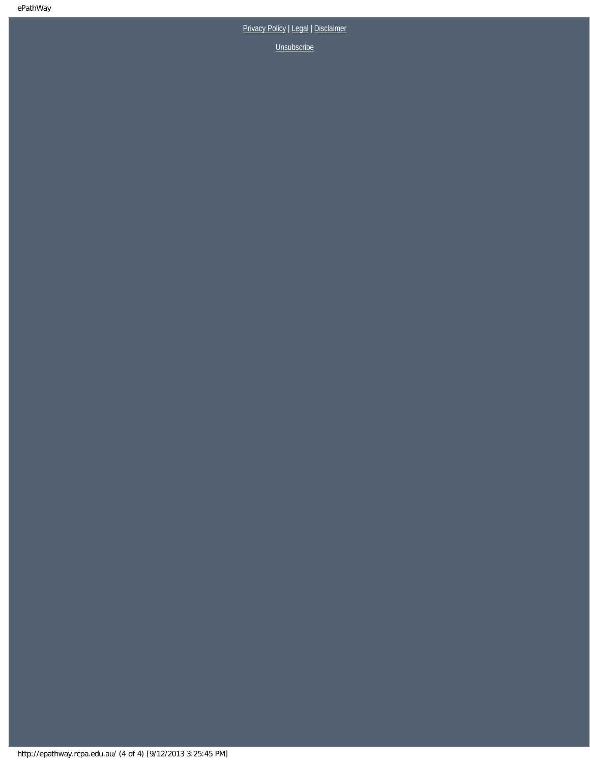Privacy Policy | Legal | Disclaimer

Unsubscribe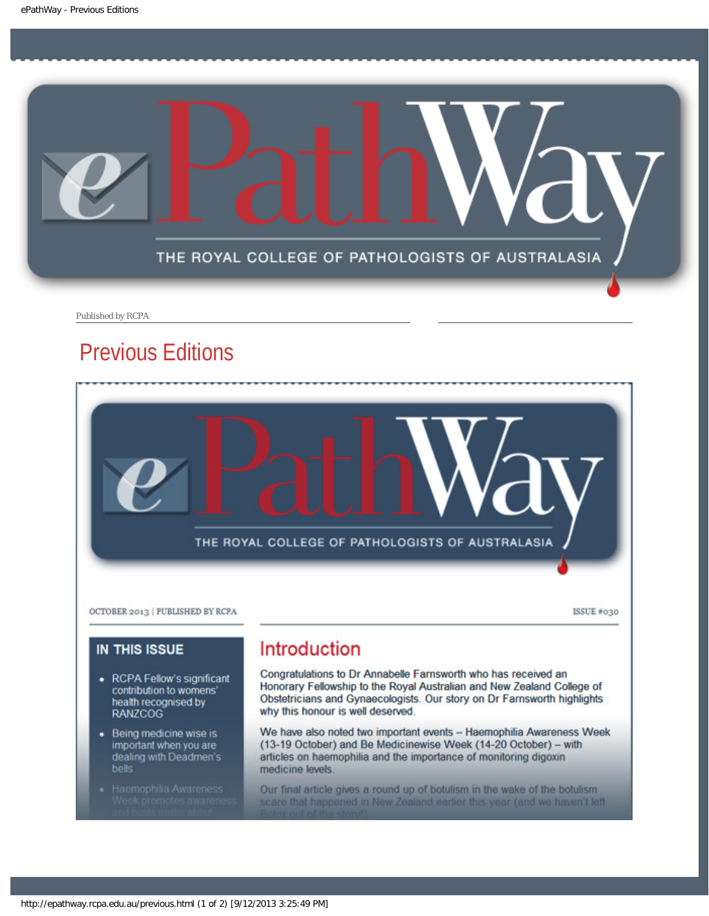# ePathWay

THE ROYAL COLLEGE OF PATHOLOGISTS OF AUSTRALASIA

Published by RCPA

## Previous Editions

# ePathWay

THE ROYAL COLLEGE OF PATHOLOGISTS OF AUSTRALASIA

OCTOBER 2013 | PUBLISHED BY RCPA

ISSUE #030

### IN THIS ISSUE

- RCPA Fellow's significant contribution to womens' health recognised by RANZCOG
- Being medicine wise is important when you are dealing with Deadmen's bells
- Haemophilia Awareness Week promotes awareness and busts myths about

## Introduction

Congratulations to Dr Annabelle Farnsworth who has received an Honorary Fellowship to the Royal Australian and New Zealand College of Obstetricians and Gynaecologists. Our story on Dr Farnsworth highlights why this honour is well deserved.

We have also noted two important events – Haemophilia Awareness Week (13-19 October) and Be Medicinewise Week (14-20 October) – with articles on haemophilia and the importance of monitoring digoxin medicine levels.

Our final article gives a round up of botulism in the wake of the botulism scare that happened in New Zealand earlier this year (and we haven't left Botox out of the story!).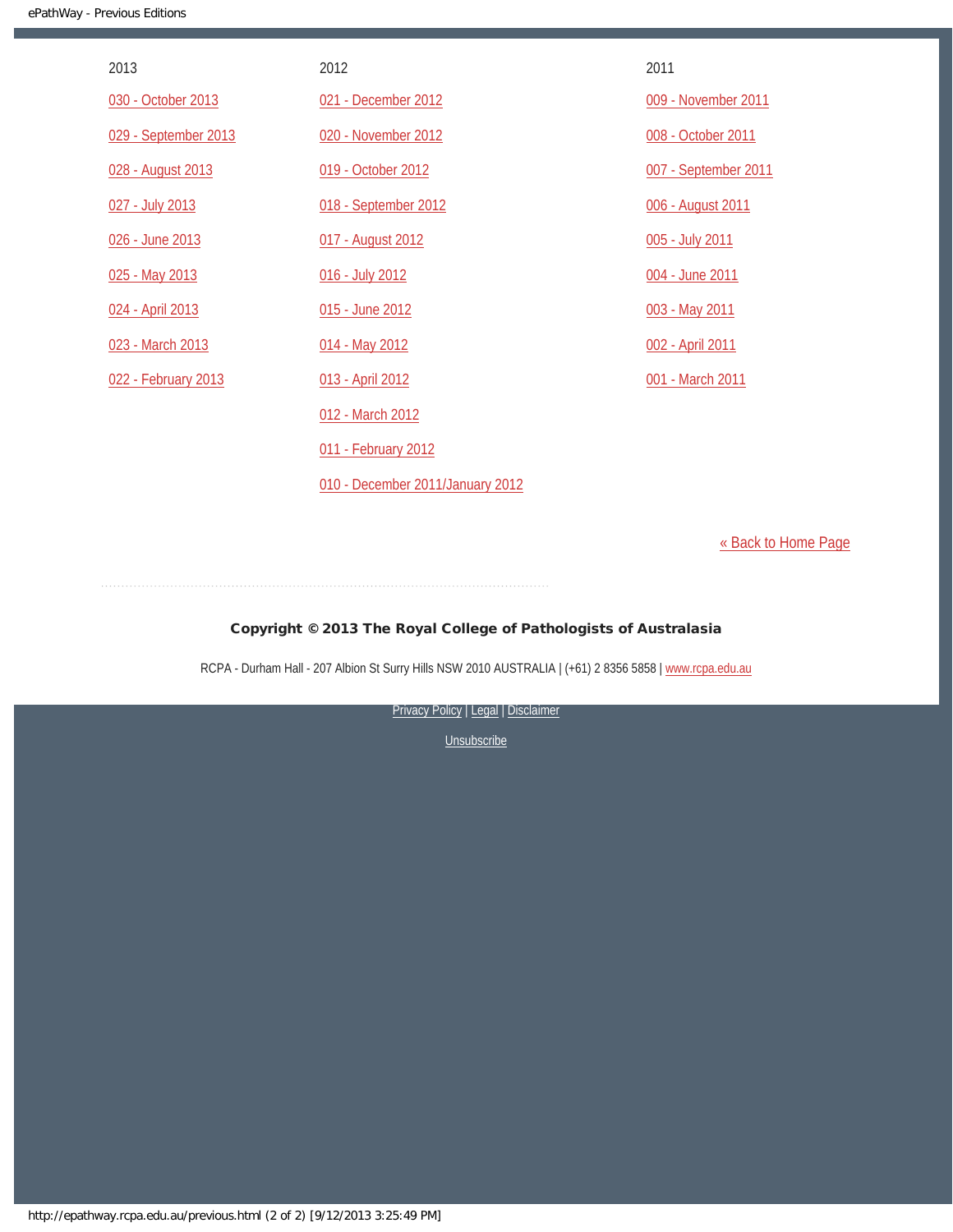2013

030 - October 2013

029 - September 2013

028 - August 2013

027 - July 2013

026 - June 2013

025 - May 2013

024 - April 2013

023 - March 2013

022 - February 2013

2012

021 - December 2012

020 - November 2012

019 - October 2012

018 - September 2012

017 - August 2012

016 - July 2012

015 - June 2012

014 - May 2012

013 - April 2012

012 - March 2012

011 - February 2012

010 - December 2011/January 2012

2011

009 - November 2011

008 - October 2011

007 - September 2011

006 - August 2011

005 - July 2011

004 - June 2011

003 - May 2011

002 - April 2011

001 - March 2011

« Back to Home Page

**Copyright © 2013 The Royal College of Pathologists of Australasia**

RCPA - Durham Hall - 207 Albion St Surry Hills NSW 2010 AUSTRALIA | (+61) 2 8356 5858 | www.rcpa.edu.au

Privacy Policy | Legal | Disclaimer

Unsubscribe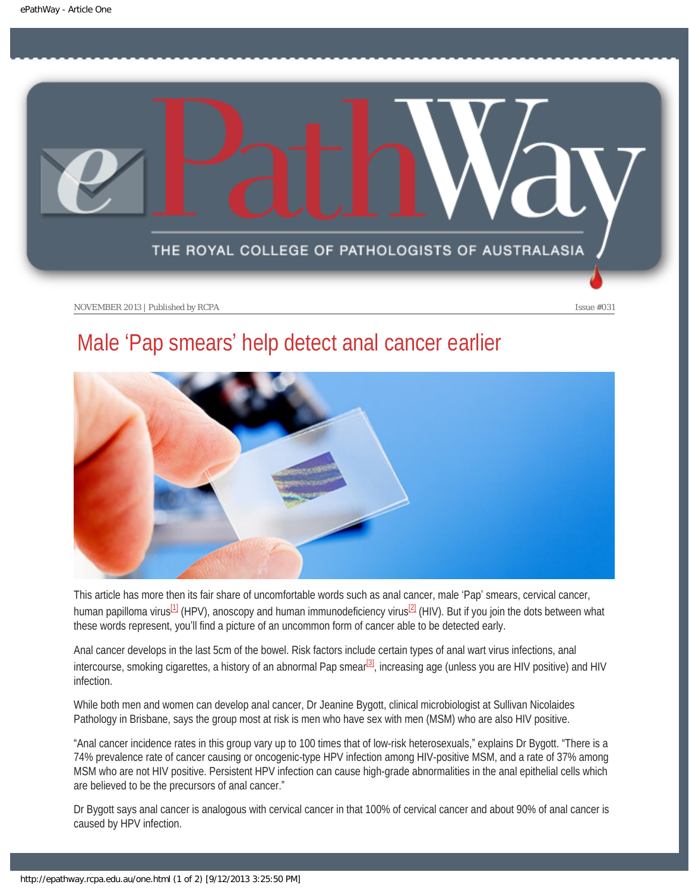NOVEMBER 2013 | Published by RCPA | Issue #031

# Male 'Pap smears' help detect anal cancer earlier

This article has more then its fair share of uncomfortable words such as anal cancer, male 'Pap' smears, cervical cancer, human papilloma virus[1] (HPV), anoscopy and human immunodeficiency virus[2] (HIV). But if you join the dots between what these words represent, you'll find a picture of an uncommon form of cancer able to be detected early.

Anal cancer develops in the last 5cm of the bowel. Risk factors include certain types of anal wart virus infections, anal intercourse, smoking cigarettes, a history of an abnormal Pap smear[3], increasing age (unless you are HIV positive) and HIV infection.

While both men and women can develop anal cancer, Dr Jeanine Bygott, clinical microbiologist at Sullivan Nicolaides Pathology in Brisbane, says the group most at risk is men who have sex with men (MSM) who are also HIV positive.

"Anal cancer incidence rates in this group vary up to 100 times that of low-risk heterosexuals," explains Dr Bygott. "There is a 74% prevalence rate of cancer causing or oncogenic-type HPV infection among HIV-positive MSM, and a rate of 37% among MSM who are not HIV positive. Persistent HPV infection can cause high-grade abnormalities in the anal epithelial cells which are believed to be the precursors of anal cancer."

Dr Bygott says anal cancer is analogous with cervical cancer in that 100% of cervical cancer and about 90% of anal cancer is caused by HPV infection.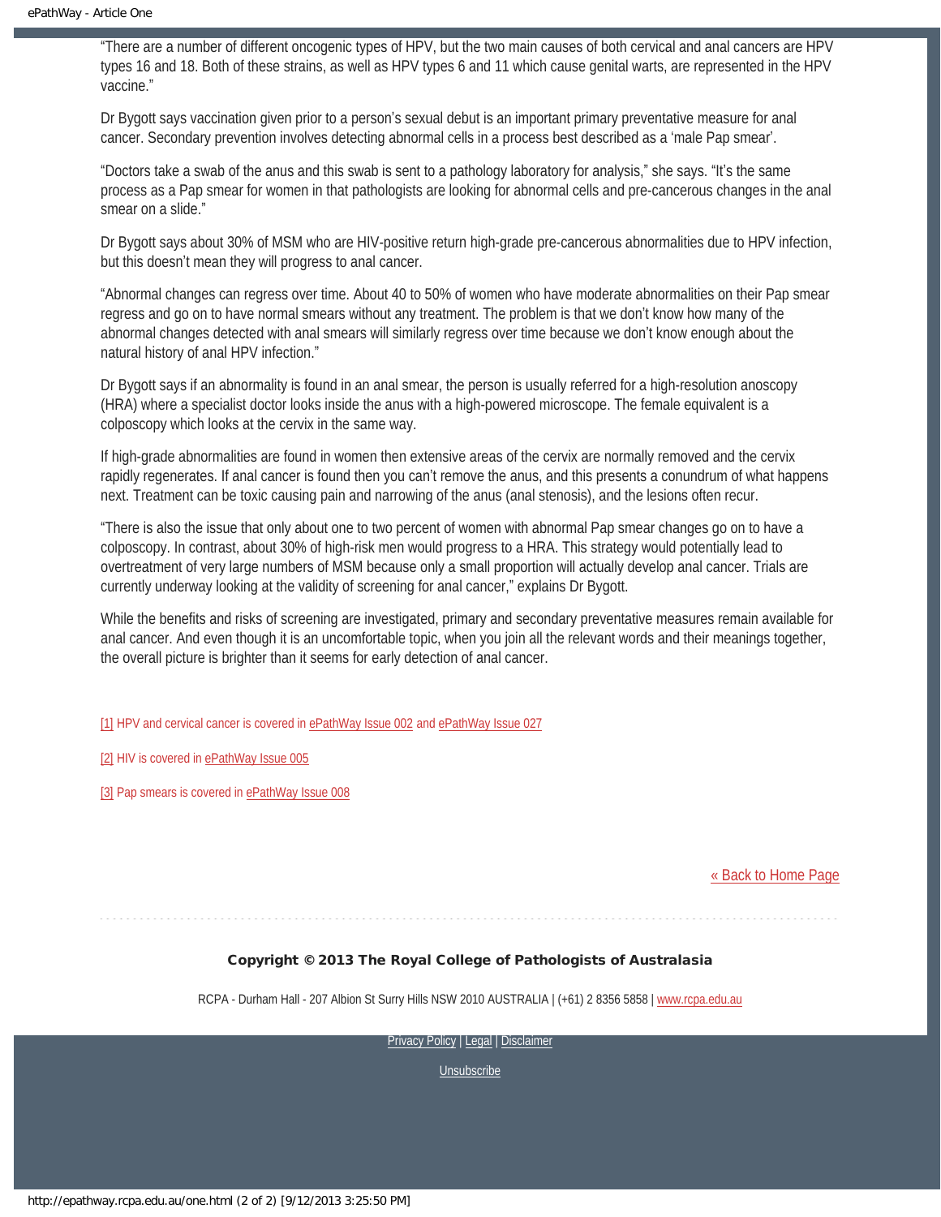"There are a number of different oncogenic types of HPV, but the two main causes of both cervical and anal cancers are HPV types 16 and 18. Both of these strains, as well as HPV types 6 and 11 which cause genital warts, are represented in the HPV vaccine."

Dr Bygott says vaccination given prior to a person's sexual debut is an important primary preventative measure for anal cancer. Secondary prevention involves detecting abnormal cells in a process best described as a 'male Pap smear'.

"Doctors take a swab of the anus and this swab is sent to a pathology laboratory for analysis," she says. "It's the same process as a Pap smear for women in that pathologists are looking for abnormal cells and pre-cancerous changes in the anal smear on a slide."

Dr Bygott says about 30% of MSM who are HIV-positive return high-grade pre-cancerous abnormalities due to HPV infection, but this doesn't mean they will progress to anal cancer.

"Abnormal changes can regress over time. About 40 to 50% of women who have moderate abnormalities on their Pap smear regress and go on to have normal smears without any treatment. The problem is that we don't know how many of the abnormal changes detected with anal smears will similarly regress over time because we don't know enough about the natural history of anal HPV infection."

Dr Bygott says if an abnormality is found in an anal smear, the person is usually referred for a high-resolution anoscopy (HRA) where a specialist doctor looks inside the anus with a high-powered microscope. The female equivalent is a colposcopy which looks at the cervix in the same way.

If high-grade abnormalities are found in women then extensive areas of the cervix are normally removed and the cervix rapidly regenerates. If anal cancer is found then you can't remove the anus, and this presents a conundrum of what happens next. Treatment can be toxic causing pain and narrowing of the anus (anal stenosis), and the lesions often recur.

"There is also the issue that only about one to two percent of women with abnormal Pap smear changes go on to have a colposcopy. In contrast, about 30% of high-risk men would progress to a HRA. This strategy would potentially lead to overtreatment of very large numbers of MSM because only a small proportion will actually develop anal cancer. Trials are currently underway looking at the validity of screening for anal cancer," explains Dr Bygott.

While the benefits and risks of screening are investigated, primary and secondary preventative measures remain available for anal cancer. And even though it is an uncomfortable topic, when you join all the relevant words and their meanings together, the overall picture is brighter than it seems for early detection of anal cancer.

[1] HPV and cervical cancer is covered in ePathWay Issue 002 and ePathWay Issue 027

[2] HIV is covered in ePathWay Issue 005

[3] Pap smears is covered in ePathWay Issue 008

« Back to Home Page

**Copyright © 2013 The Royal College of Pathologists of Australasia**

RCPA - Durham Hall - 207 Albion St Surry Hills NSW 2010 AUSTRALIA | (+61) 2 8356 5858 | www.rcpa.edu.au

Privacy Policy | Legal | Disclaimer

Unsubscribe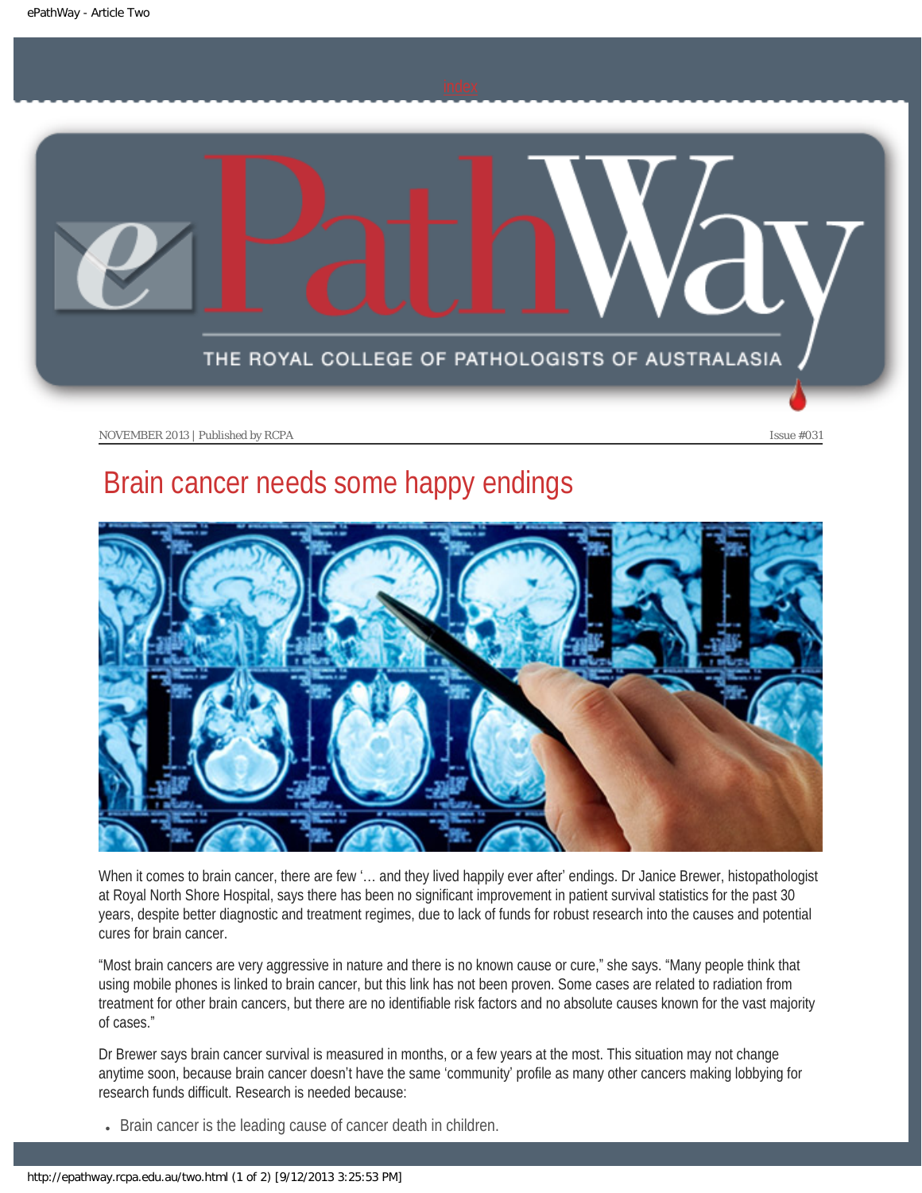NOVEMBER 2013 | Published by RCPA Issue #031

# Brain cancer needs some happy endings

When it comes to brain cancer, there are few '… and they lived happily ever after' endings. Dr Janice Brewer, histopathologist at Royal North Shore Hospital, says there has been no significant improvement in patient survival statistics for the past 30 years, despite better diagnostic and treatment regimes, due to lack of funds for robust research into the causes and potential cures for brain cancer.

"Most brain cancers are very aggressive in nature and there is no known cause or cure," she says. "Many people think that using mobile phones is linked to brain cancer, but this link has not been proven. Some cases are related to radiation from treatment for other brain cancers, but there are no identifiable risk factors and no absolute causes known for the vast majority of cases."

Dr Brewer says brain cancer survival is measured in months, or a few years at the most. This situation may not change anytime soon, because brain cancer doesn't have the same 'community' profile as many other cancers making lobbying for research funds difficult. Research is needed because:

- Brain cancer is the leading cause of cancer death in children.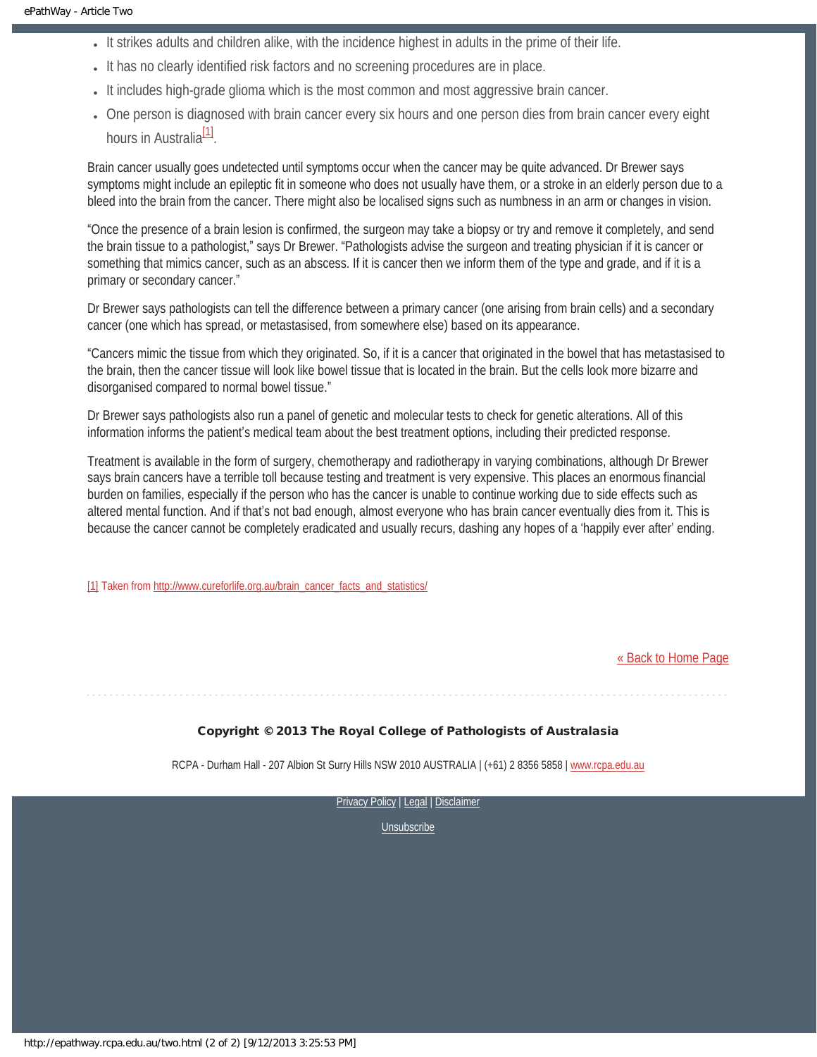- It strikes adults and children alike, with the incidence highest in adults in the prime of their life.
- It has no clearly identified risk factors and no screening procedures are in place.
- It includes high-grade glioma which is the most common and most aggressive brain cancer.
- One person is diagnosed with brain cancer every six hours and one person dies from brain cancer every eight hours in Australia[1].

Brain cancer usually goes undetected until symptoms occur when the cancer may be quite advanced. Dr Brewer says symptoms might include an epileptic fit in someone who does not usually have them, or a stroke in an elderly person due to a bleed into the brain from the cancer. There might also be localised signs such as numbness in an arm or changes in vision.

"Once the presence of a brain lesion is confirmed, the surgeon may take a biopsy or try and remove it completely, and send the brain tissue to a pathologist," says Dr Brewer. "Pathologists advise the surgeon and treating physician if it is cancer or something that mimics cancer, such as an abscess. If it is cancer then we inform them of the type and grade, and if it is a primary or secondary cancer."

Dr Brewer says pathologists can tell the difference between a primary cancer (one arising from brain cells) and a secondary cancer (one which has spread, or metastasised, from somewhere else) based on its appearance.

"Cancers mimic the tissue from which they originated. So, if it is a cancer that originated in the bowel that has metastasised to the brain, then the cancer tissue will look like bowel tissue that is located in the brain. But the cells look more bizarre and disorganised compared to normal bowel tissue."

Dr Brewer says pathologists also run a panel of genetic and molecular tests to check for genetic alterations. All of this information informs the patient's medical team about the best treatment options, including their predicted response.

Treatment is available in the form of surgery, chemotherapy and radiotherapy in varying combinations, although Dr Brewer says brain cancers have a terrible toll because testing and treatment is very expensive. This places an enormous financial burden on families, especially if the person who has the cancer is unable to continue working due to side effects such as altered mental function. And if that's not bad enough, almost everyone who has brain cancer eventually dies from it. This is because the cancer cannot be completely eradicated and usually recurs, dashing any hopes of a 'happily ever after' ending.

[1] Taken from http://www.cureforlife.org.au/brain_cancer_facts_and_statistics/

« Back to Home Page

**Copyright © 2013 The Royal College of Pathologists of Australasia**

RCPA - Durham Hall - 207 Albion St Surry Hills NSW 2010 AUSTRALIA | (+61) 2 8356 5858 | www.rcpa.edu.au

Privacy Policy | Legal | Disclaimer

Unsubscribe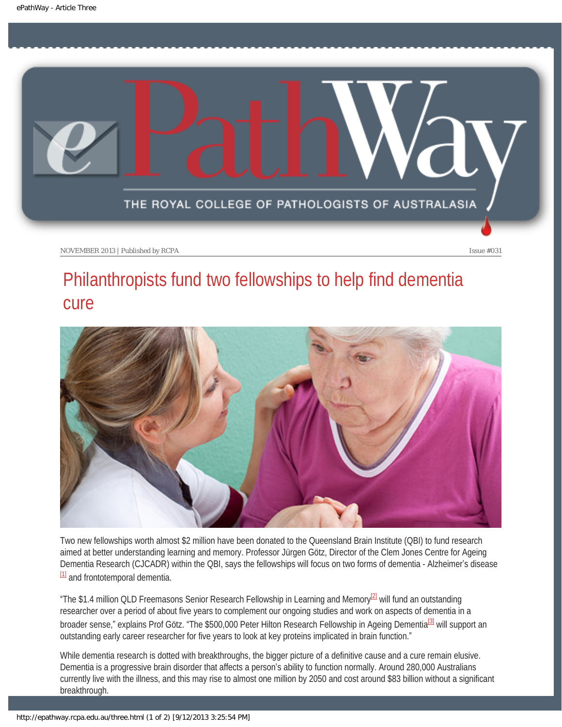NOVEMBER 2013 | Published by RCPA Issue #031

# Philanthropists fund two fellowships to help find dementia cure

Two new fellowships worth almost $2 million have been donated to the Queensland Brain Institute (QBI) to fund research aimed at better understanding learning and memory. Professor Jürgen Götz, Director of the Clem Jones Centre for Ageing Dementia Research (CJCADR) within the QBI, says the fellowships will focus on two forms of dementia - Alzheimer's disease [1] and frontotemporal dementia.

"The $1.4 million QLD Freemasons Senior Research Fellowship in Learning and Memory[2] will fund an outstanding researcher over a period of about five years to complement our ongoing studies and work on aspects of dementia in a broader sense," explains Prof Götz. "The $500,000 Peter Hilton Research Fellowship in Ageing Dementia[3] will support an outstanding early career researcher for five years to look at key proteins implicated in brain function."

While dementia research is dotted with breakthroughs, the bigger picture of a definitive cause and a cure remain elusive. Dementia is a progressive brain disorder that affects a person's ability to function normally. Around 280,000 Australians currently live with the illness, and this may rise to almost one million by 2050 and cost around $83 billion without a significant breakthrough.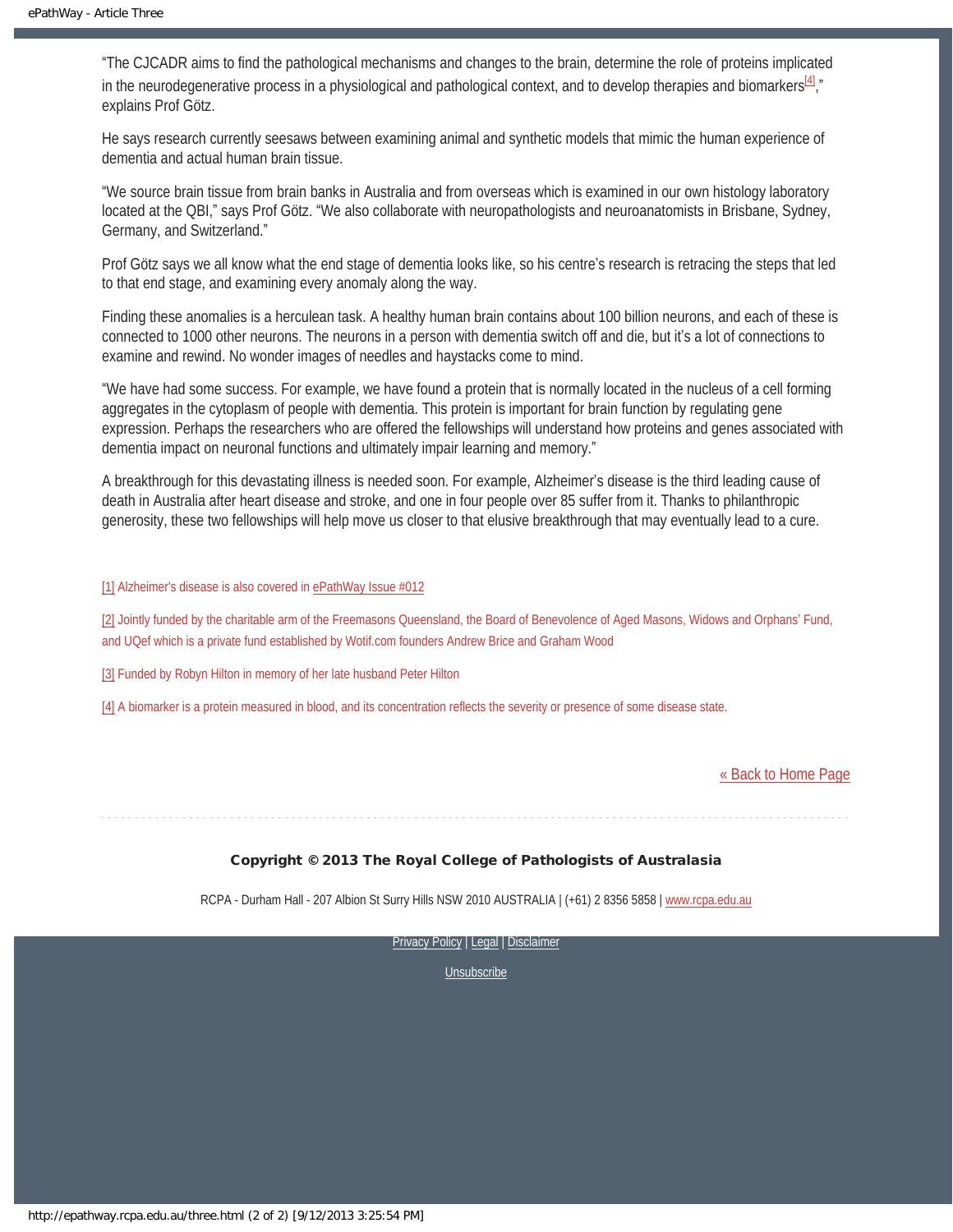“The CJCADR aims to find the pathological mechanisms and changes to the brain, determine the role of proteins implicated in the neurodegenerative process in a physiological and pathological context, and to develop therapies and biomarkers[4],” explains Prof Götz.

He says research currently seesaws between examining animal and synthetic models that mimic the human experience of dementia and actual human brain tissue.

“We source brain tissue from brain banks in Australia and from overseas which is examined in our own histology laboratory located at the QBI,” says Prof Götz. “We also collaborate with neuropathologists and neuroanatomists in Brisbane, Sydney, Germany, and Switzerland.”

Prof Götz says we all know what the end stage of dementia looks like, so his centre’s research is retracing the steps that led to that end stage, and examining every anomaly along the way.

Finding these anomalies is a herculean task. A healthy human brain contains about 100 billion neurons, and each of these is connected to 1000 other neurons. The neurons in a person with dementia switch off and die, but it’s a lot of connections to examine and rewind. No wonder images of needles and haystacks come to mind.

“We have had some success. For example, we have found a protein that is normally located in the nucleus of a cell forming aggregates in the cytoplasm of people with dementia. This protein is important for brain function by regulating gene expression. Perhaps the researchers who are offered the fellowships will understand how proteins and genes associated with dementia impact on neuronal functions and ultimately impair learning and memory.”

A breakthrough for this devastating illness is needed soon. For example, Alzheimer’s disease is the third leading cause of death in Australia after heart disease and stroke, and one in four people over 85 suffer from it. Thanks to philanthropic generosity, these two fellowships will help move us closer to that elusive breakthrough that may eventually lead to a cure.

[1] Alzheimer's disease is also covered in ePathWay Issue #012

[2] Jointly funded by the charitable arm of the Freemasons Queensland, the Board of Benevolence of Aged Masons, Widows and Orphans’ Fund, and UQef which is a private fund established by Wotif.com founders Andrew Brice and Graham Wood

[3] Funded by Robyn Hilton in memory of her late husband Peter Hilton

[4] A biomarker is a protein measured in blood, and its concentration reflects the severity or presence of some disease state.

« Back to Home Page

**Copyright © 2013 The Royal College of Pathologists of Australasia**

RCPA - Durham Hall - 207 Albion St Surry Hills NSW 2010 AUSTRALIA | (+61) 2 8356 5858 | www.rcpa.edu.au

Privacy Policy | Legal | Disclaimer

Unsubscribe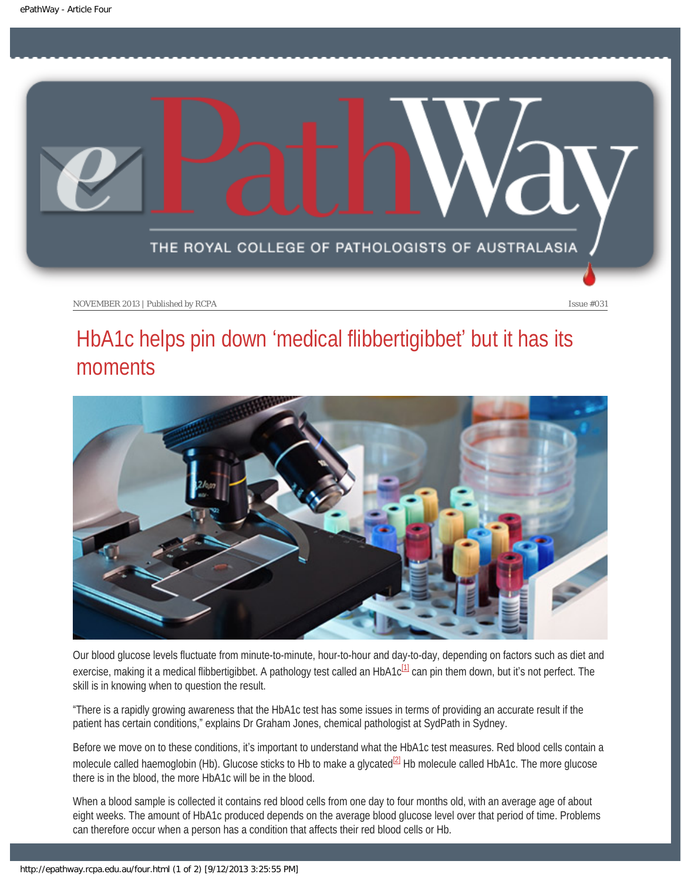NOVEMBER 2013 | Published by RCPA

Issue #031

# HbA1c helps pin down 'medical flibbertigibbet' but it has its moments

Our blood glucose levels fluctuate from minute-to-minute, hour-to-hour and day-to-day, depending on factors such as diet and exercise, making it a medical flibbertigibbet. A pathology test called an HbA1c[1] can pin them down, but it's not perfect. The skill is in knowing when to question the result.

"There is a rapidly growing awareness that the HbA1c test has some issues in terms of providing an accurate result if the patient has certain conditions," explains Dr Graham Jones, chemical pathologist at SydPath in Sydney.

Before we move on to these conditions, it's important to understand what the HbA1c test measures. Red blood cells contain a molecule called haemoglobin (Hb). Glucose sticks to Hb to make a glycated[2] Hb molecule called HbA1c. The more glucose there is in the blood, the more HbA1c will be in the blood.

When a blood sample is collected it contains red blood cells from one day to four months old, with an average age of about eight weeks. The amount of HbA1c produced depends on the average blood glucose level over that period of time. Problems can therefore occur when a person has a condition that affects their red blood cells or Hb.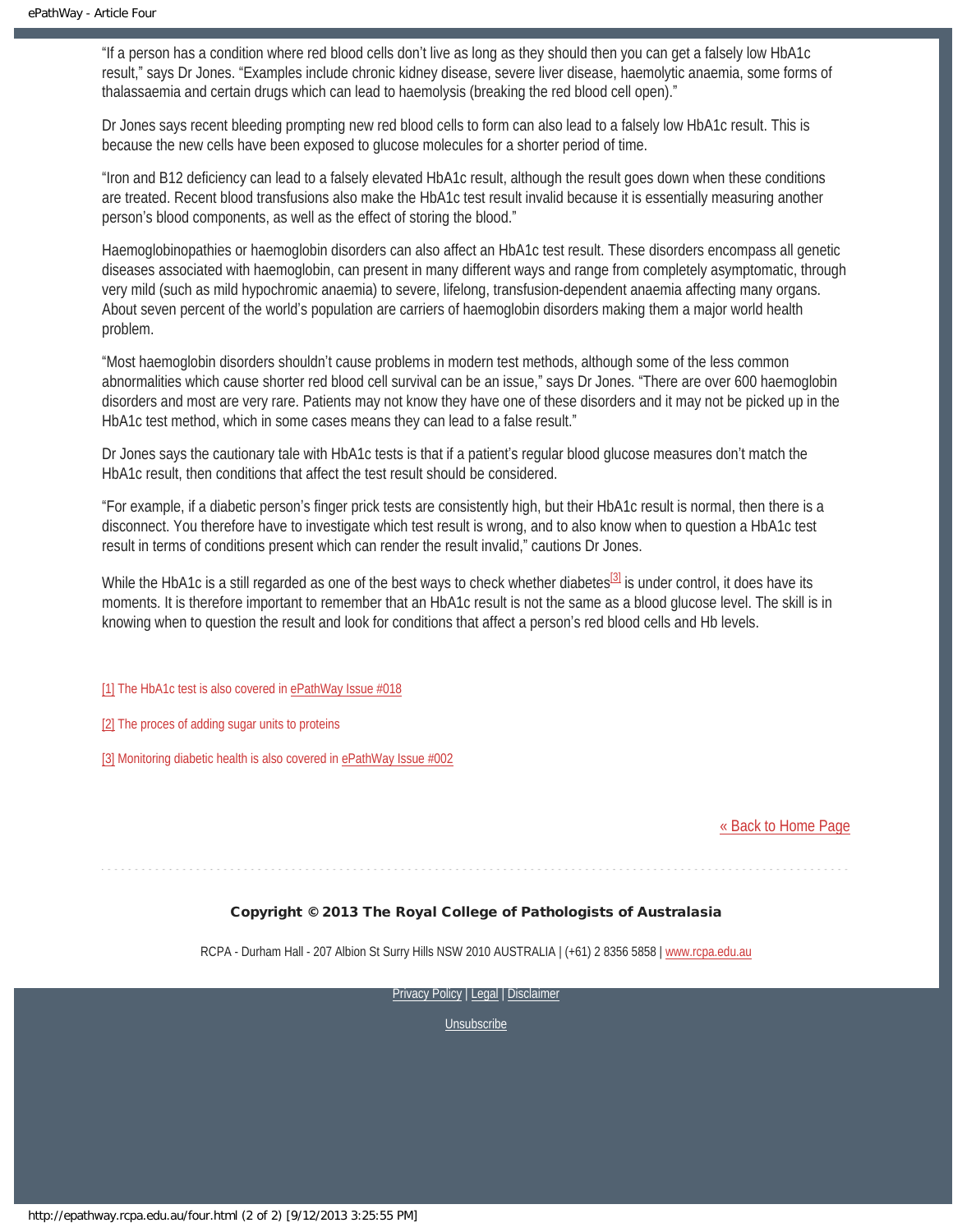"If a person has a condition where red blood cells don't live as long as they should then you can get a falsely low HbA1c result," says Dr Jones. "Examples include chronic kidney disease, severe liver disease, haemolytic anaemia, some forms of thalassaemia and certain drugs which can lead to haemolysis (breaking the red blood cell open)."

Dr Jones says recent bleeding prompting new red blood cells to form can also lead to a falsely low HbA1c result. This is because the new cells have been exposed to glucose molecules for a shorter period of time.

"Iron and B12 deficiency can lead to a falsely elevated HbA1c result, although the result goes down when these conditions are treated. Recent blood transfusions also make the HbA1c test result invalid because it is essentially measuring another person's blood components, as well as the effect of storing the blood."

Haemoglobinopathies or haemoglobin disorders can also affect an HbA1c test result. These disorders encompass all genetic diseases associated with haemoglobin, can present in many different ways and range from completely asymptomatic, through very mild (such as mild hypochromic anaemia) to severe, lifelong, transfusion-dependent anaemia affecting many organs. About seven percent of the world's population are carriers of haemoglobin disorders making them a major world health problem.

"Most haemoglobin disorders shouldn't cause problems in modern test methods, although some of the less common abnormalities which cause shorter red blood cell survival can be an issue," says Dr Jones. "There are over 600 haemoglobin disorders and most are very rare. Patients may not know they have one of these disorders and it may not be picked up in the HbA1c test method, which in some cases means they can lead to a false result."

Dr Jones says the cautionary tale with HbA1c tests is that if a patient's regular blood glucose measures don't match the HbA1c result, then conditions that affect the test result should be considered.

"For example, if a diabetic person's finger prick tests are consistently high, but their HbA1c result is normal, then there is a disconnect. You therefore have to investigate which test result is wrong, and to also know when to question a HbA1c test result in terms of conditions present which can render the result invalid," cautions Dr Jones.

While the HbA1c is a still regarded as one of the best ways to check whether diabetes[3] is under control, it does have its moments. It is therefore important to remember that an HbA1c result is not the same as a blood glucose level. The skill is in knowing when to question the result and look for conditions that affect a person's red blood cells and Hb levels.

[1] The HbA1c test is also covered in ePathWay Issue #018

[2] The proces of adding sugar units to proteins

[3] Monitoring diabetic health is also covered in ePathWay Issue #002

« Back to Home Page

**Copyright © 2013 The Royal College of Pathologists of Australasia**

RCPA - Durham Hall - 207 Albion St Surry Hills NSW 2010 AUSTRALIA | (+61) 2 8356 5858 | www.rcpa.edu.au

Privacy Policy | Legal | Disclaimer

Unsubscribe